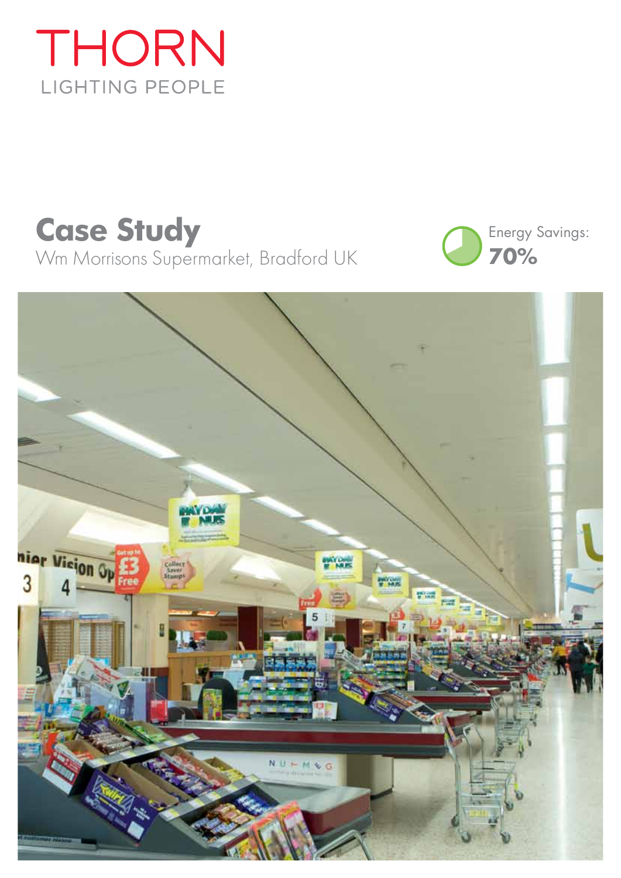THORN

LIGHTING PEOPLE

# Case Study

Wm Morrisons Supermarket, Bradford UK

Energy Savings:
**70%**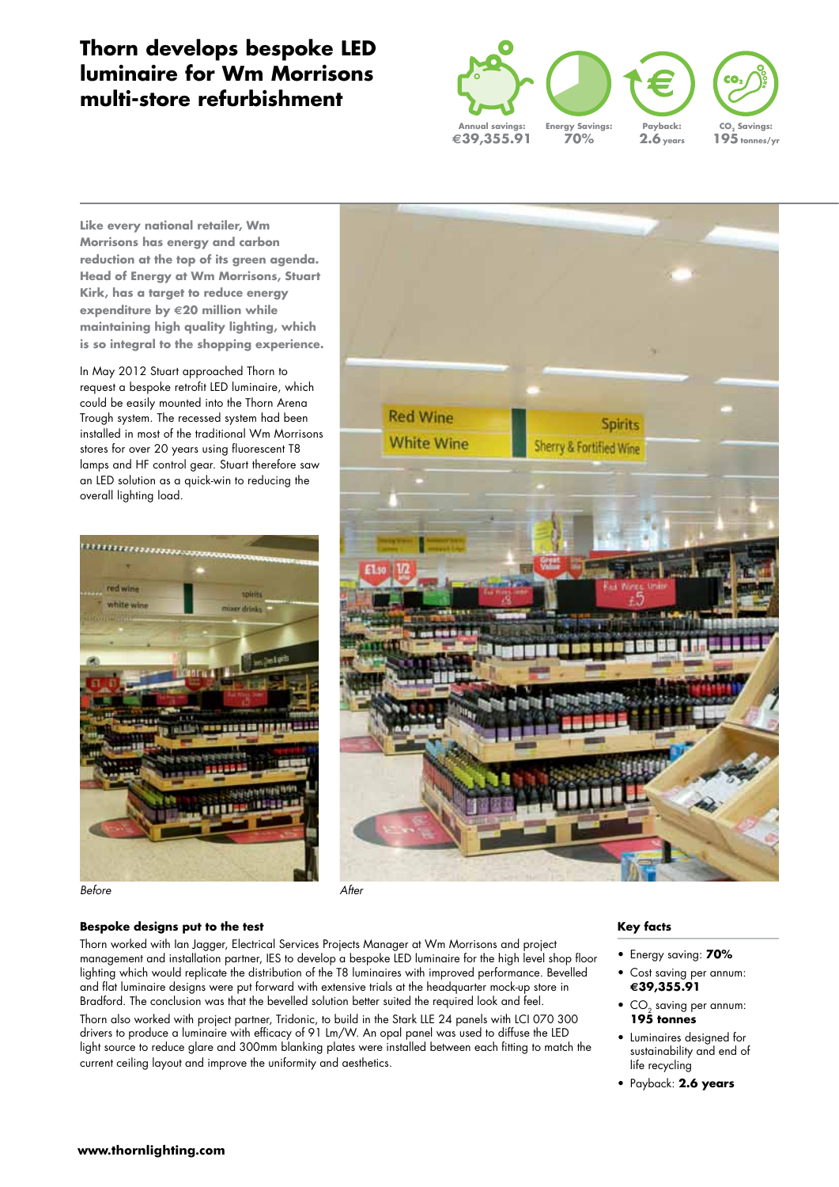# Thorn develops bespoke LED luminaire for Wm Morrisons multi-store refurbishment

Annual savings: **€39,355.91**

Energy Savings: **70%**

Payback: **2.6** years

$CO_2$ Savings: **195** tonnes/yr

**Like every national retailer, Wm Morrisons has energy and carbon reduction at the top of its green agenda. Head of Energy at Wm Morrisons, Stuart Kirk, has a target to reduce energy expenditure by €20 million while maintaining high quality lighting, which is so integral to the shopping experience.**

In May 2012 Stuart approached Thorn to request a bespoke retrofit LED luminaire, which could be easily mounted into the Thorn Arena Trough system. The recessed system had been installed in most of the traditional Wm Morrisons stores for over 20 years using fluorescent T8 lamps and HF control gear. Stuart therefore saw an LED solution as a quick-win to reducing the overall lighting load.

*Before*

*After*

### Bespoke designs put to the test

Thorn worked with Ian Jagger, Electrical Services Projects Manager at Wm Morrisons and project management and installation partner, IES to develop a bespoke LED luminaire for the high level shop floor lighting which would replicate the distribution of the T8 luminaires with improved performance. Bevelled and flat luminaire designs were put forward with extensive trials at the headquarter mock-up store in Bradford. The conclusion was that the bevelled solution better suited the required look and feel.

Thorn also worked with project partner, Tridonic, to build in the Stark LLE 24 panels with LCI 070 300 drivers to produce a luminaire with efficacy of 91 Lm/W. An opal panel was used to diffuse the LED light source to reduce glare and 300mm blanking plates were installed between each fitting to match the current ceiling layout and improve the uniformity and aesthetics.

### Key facts

- Energy saving: **70%**
- Cost saving per annum: **€39,355.91**
- $CO_2$ saving per annum: **195 tonnes**
- Luminaires designed for sustainability and end of life recycling
- Payback: **2.6 years**

www.thornlighting.com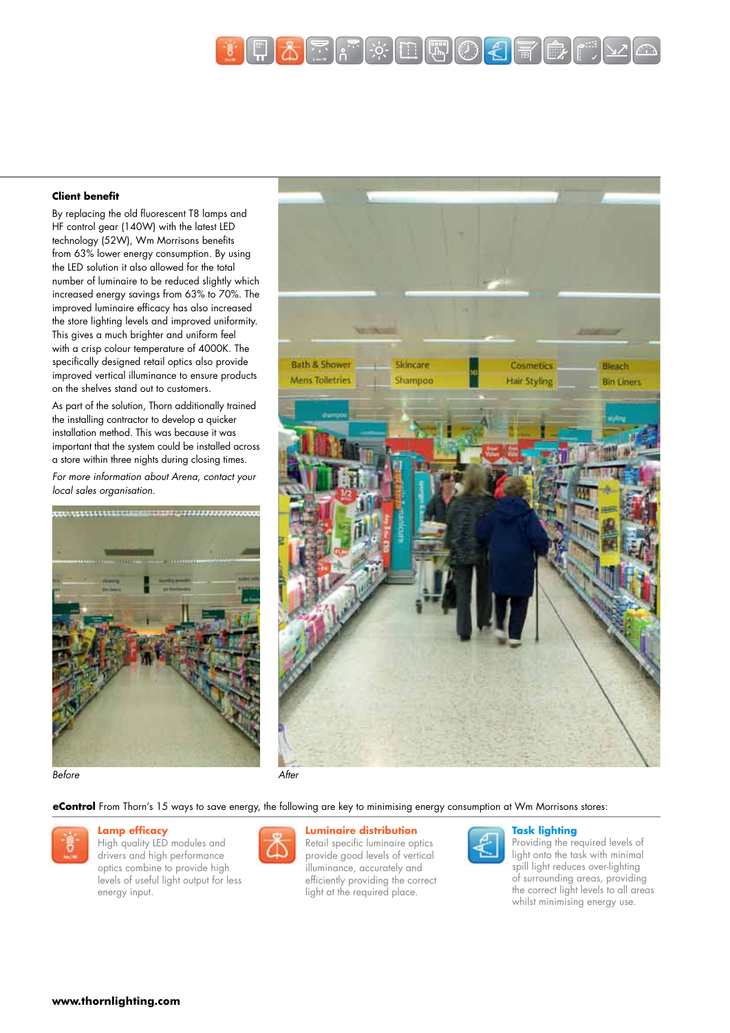### Client benefit

By replacing the old fluorescent T8 lamps and HF control gear (140W) with the latest LED technology (52W), Wm Morrisons benefits from 63% lower energy consumption. By using the LED solution it also allowed for the total number of luminaire to be reduced slightly which increased energy savings from 63% to 70%. The improved luminaire efficacy has also increased the store lighting levels and improved uniformity. This gives a much brighter and uniform feel with a crisp colour temperature of 4000K. The specifically designed retail optics also provide improved vertical illuminance to ensure products on the shelves stand out to customers.

As part of the solution, Thorn additionally trained the installing contractor to develop a quicker installation method. This was because it was important that the system could be installed across a store within three nights during closing times.

*For more information about Arena, contact your local sales organisation.*

*Before*

*After*

**eControl** From Thorn's 15 ways to save energy, the following are key to minimising energy consumption at Wm Morrisons stores:

**Lamp efficacy**
High quality LED modules and drivers and high performance optics combine to provide high levels of useful light output for less energy input.

**Luminaire distribution**
Retail specific luminaire optics provide good levels of vertical illuminance, accurately and efficiently providing the correct light at the required place.

**Task lighting**
Providing the required levels of light onto the task with minimal spill light reduces over-lighting of surrounding areas, providing the correct light levels to all areas whilst minimising energy use.

**www.thornlighting.com**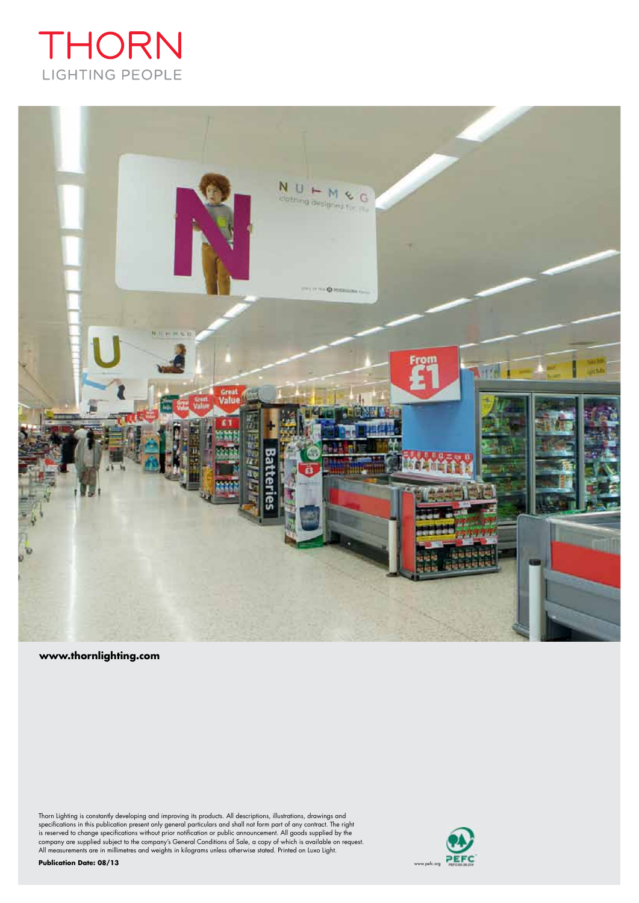THORN

LIGHTING PEOPLE

**www.thornlighting.com**

Thorn Lighting is constantly developing and improving its products. All descriptions, illustrations, drawings and specifications in this publication present only general particulars and shall not form part of any contract. The right is reserved to change specifications without prior notification or public announcement. All goods supplied by the company are supplied subject to the company's General Conditions of Sale, a copy of which is available on request. All measurements are in millimetres and weights in kilograms unless otherwise stated. Printed on Luxo Light.

**Publication Date: 08/13**

www.pefc.org